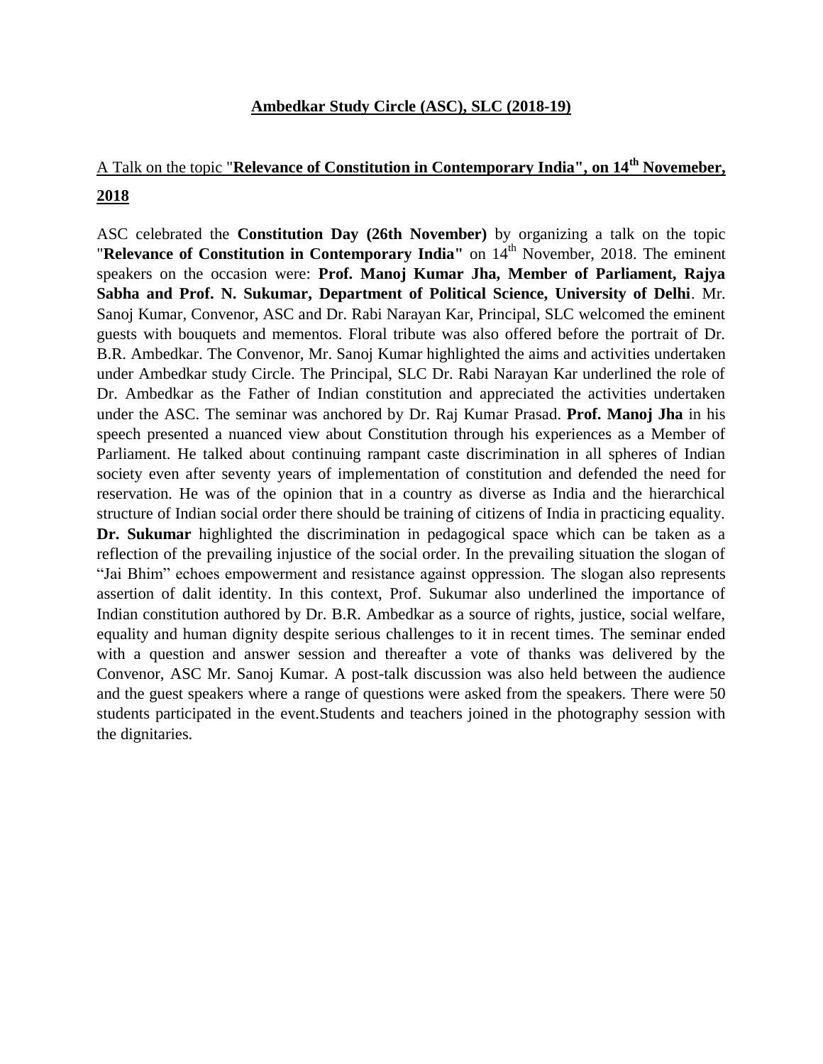## Ambedkar Study Circle (ASC), SLC (2018-19)

A Talk on the topic "**Relevance of Constitution in Contemporary India", on 14th Novemeber, 2018**

ASC celebrated the **Constitution Day (26th November)** by organizing a talk on the topic "**Relevance of Constitution in Contemporary India"** on 14th November, 2018. The eminent speakers on the occasion were: **Prof. Manoj Kumar Jha, Member of Parliament, Rajya Sabha and Prof. N. Sukumar, Department of Political Science, University of Delhi**. Mr. Sanoj Kumar, Convenor, ASC and Dr. Rabi Narayan Kar, Principal, SLC welcomed the eminent guests with bouquets and mementos. Floral tribute was also offered before the portrait of Dr. B.R. Ambedkar. The Convenor, Mr. Sanoj Kumar highlighted the aims and activities undertaken under Ambedkar study Circle. The Principal, SLC Dr. Rabi Narayan Kar underlined the role of Dr. Ambedkar as the Father of Indian constitution and appreciated the activities undertaken under the ASC. The seminar was anchored by Dr. Raj Kumar Prasad. **Prof. Manoj Jha** in his speech presented a nuanced view about Constitution through his experiences as a Member of Parliament. He talked about continuing rampant caste discrimination in all spheres of Indian society even after seventy years of implementation of constitution and defended the need for reservation. He was of the opinion that in a country as diverse as India and the hierarchical structure of Indian social order there should be training of citizens of India in practicing equality. **Dr. Sukumar** highlighted the discrimination in pedagogical space which can be taken as a reflection of the prevailing injustice of the social order. In the prevailing situation the slogan of "Jai Bhim" echoes empowerment and resistance against oppression. The slogan also represents assertion of dalit identity. In this context, Prof. Sukumar also underlined the importance of Indian constitution authored by Dr. B.R. Ambedkar as a source of rights, justice, social welfare, equality and human dignity despite serious challenges to it in recent times. The seminar ended with a question and answer session and thereafter a vote of thanks was delivered by the Convenor, ASC Mr. Sanoj Kumar. A post-talk discussion was also held between the audience and the guest speakers where a range of questions were asked from the speakers. There were 50 students participated in the event.Students and teachers joined in the photography session with the dignitaries.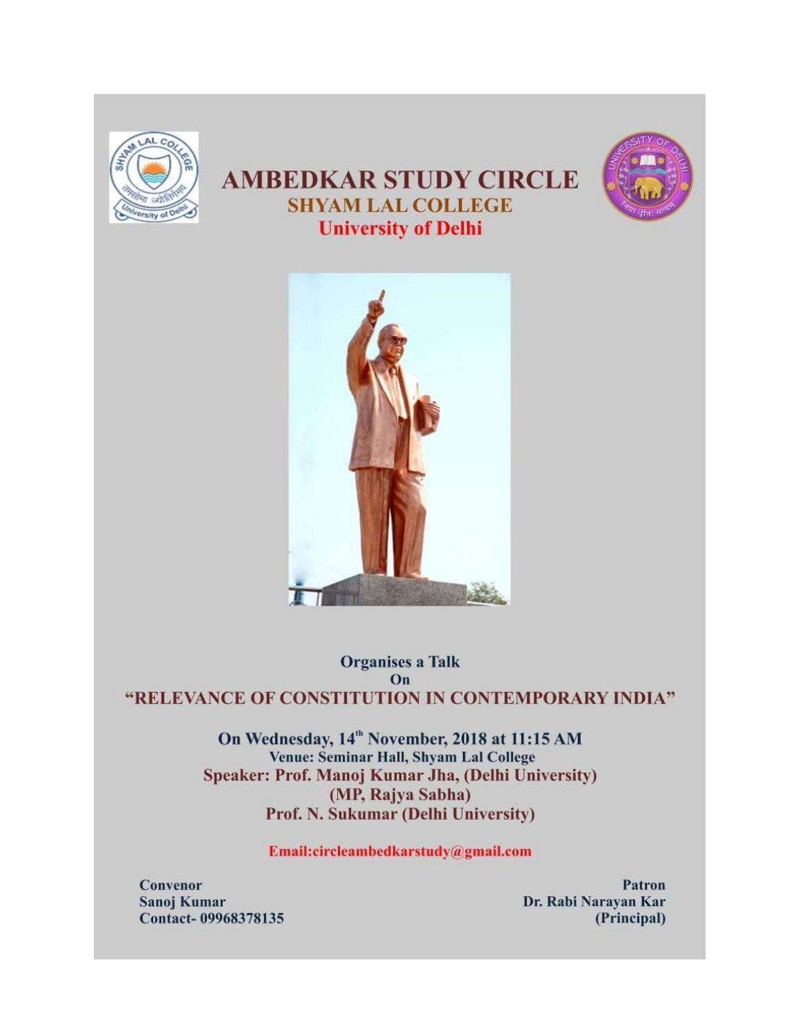# AMBEDKAR STUDY CIRCLE

## SHYAM LAL COLLEGE

## University of Delhi

**Organises a Talk**

**On**

## "RELEVANCE OF CONSTITUTION IN CONTEMPORARY INDIA"

**On Wednesday, 14th November, 2018 at 11:15 AM**

**Venue: Seminar Hall, Shyam Lal College**

**Speaker: Prof. Manoj Kumar Jha, (Delhi University)**
**(MP, Rajya Sabha)**
**Prof. N. Sukumar (Delhi University)**

**Email:circleambedkarstudy@gmail.com**

**Convenor**
**Sanoj Kumar**
**Contact- 09968378135**

**Patron**
**Dr. Rabi Narayan Kar**
**(Principal)**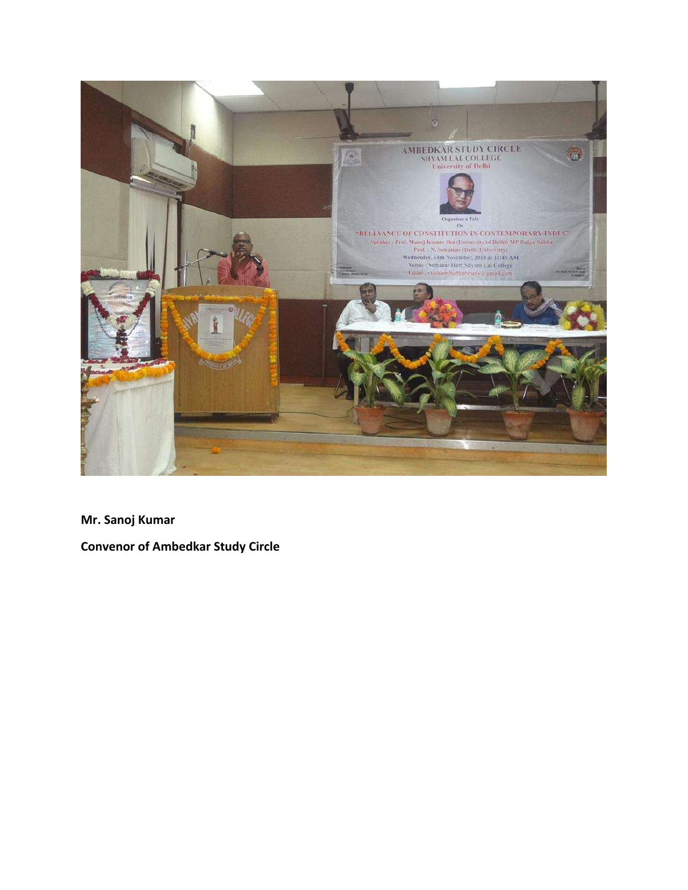**Mr. Sanoj Kumar**

**Convenor of Ambedkar Study Circle**